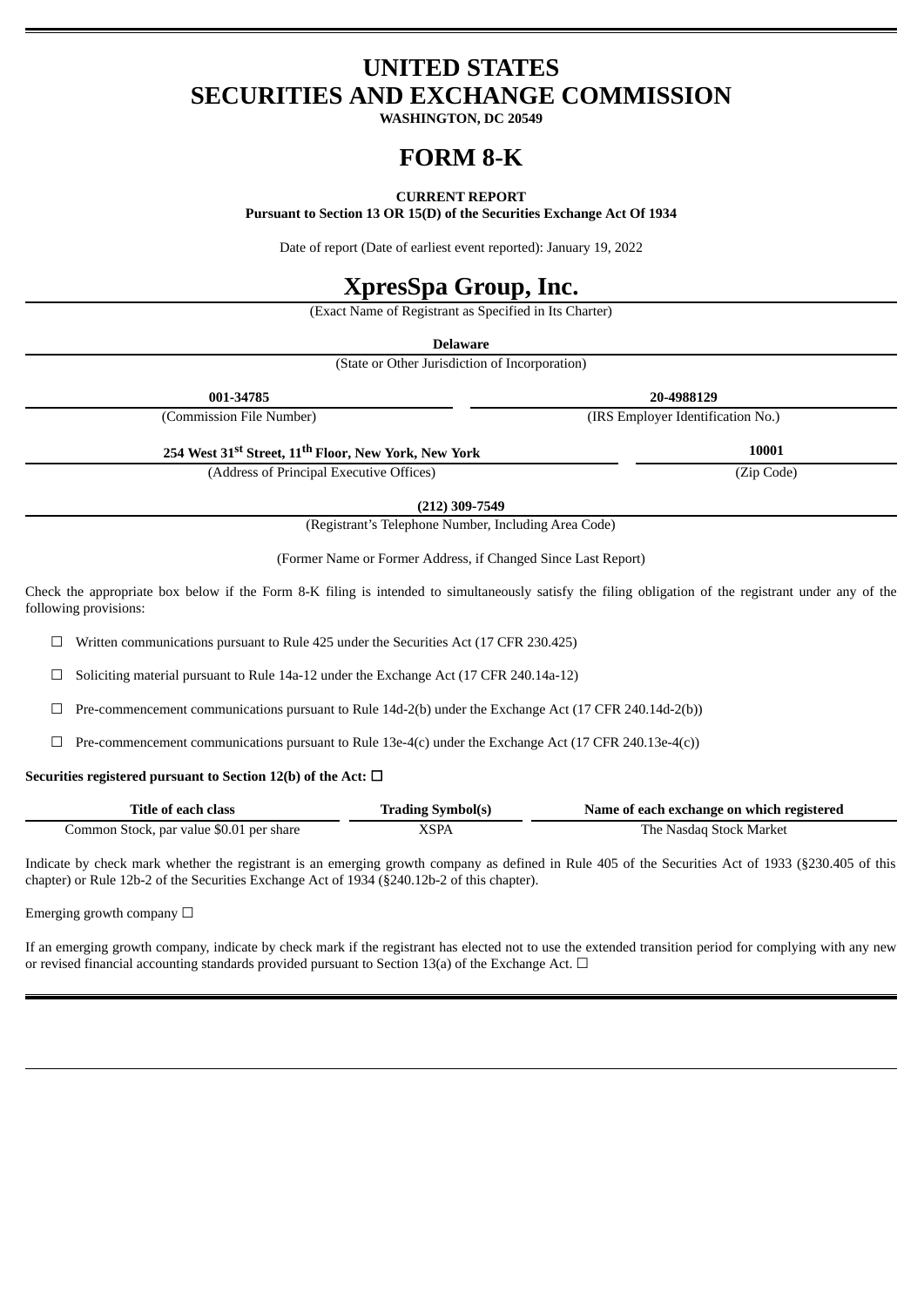# UNITED STATES
# SECURITIES AND EXCHANGE COMMISSION

**WASHINGTON, DC 20549**

# FORM 8-K

**CURRENT REPORT**

**Pursuant to Section 13 OR 15(D) of the Securities Exchange Act Of 1934**

Date of report (Date of earliest event reported): January 19, 2022

# XpresSpa Group, Inc.

(Exact Name of Registrant as Specified in Its Charter)

**Delaware**

(State or Other Jurisdiction of Incorporation)

| **001-34785** | **20-4988129** |
|---|---|
| (Commission File Number) | (IRS Employer Identification No.) |

| **254 West 31st Street, 11th Floor, New York, New York** | **10001** |
|---|---|
| (Address of Principal Executive Offices) | (Zip Code) |

**(212) 309-7549**

(Registrant's Telephone Number, Including Area Code)

(Former Name or Former Address, if Changed Since Last Report)

Check the appropriate box below if the Form 8-K filing is intended to simultaneously satisfy the filing obligation of the registrant under any of the following provisions:

☐ Written communications pursuant to Rule 425 under the Securities Act (17 CFR 230.425)

☐ Soliciting material pursuant to Rule 14a-12 under the Exchange Act (17 CFR 240.14a-12)

☐ Pre-commencement communications pursuant to Rule 14d-2(b) under the Exchange Act (17 CFR 240.14d-2(b))

☐ Pre-commencement communications pursuant to Rule 13e-4(c) under the Exchange Act (17 CFR 240.13e-4(c))

**Securities registered pursuant to Section 12(b) of the Act:** ☐

| Title of each class | Trading Symbol(s) | Name of each exchange on which registered |
|---|---|---|
| Common Stock, par value $0.01 per share | XSPA | The Nasdaq Stock Market |

Indicate by check mark whether the registrant is an emerging growth company as defined in Rule 405 of the Securities Act of 1933 (§230.405 of this chapter) or Rule 12b-2 of the Securities Exchange Act of 1934 (§240.12b-2 of this chapter).

Emerging growth company ☐

If an emerging growth company, indicate by check mark if the registrant has elected not to use the extended transition period for complying with any new or revised financial accounting standards provided pursuant to Section 13(a) of the Exchange Act. ☐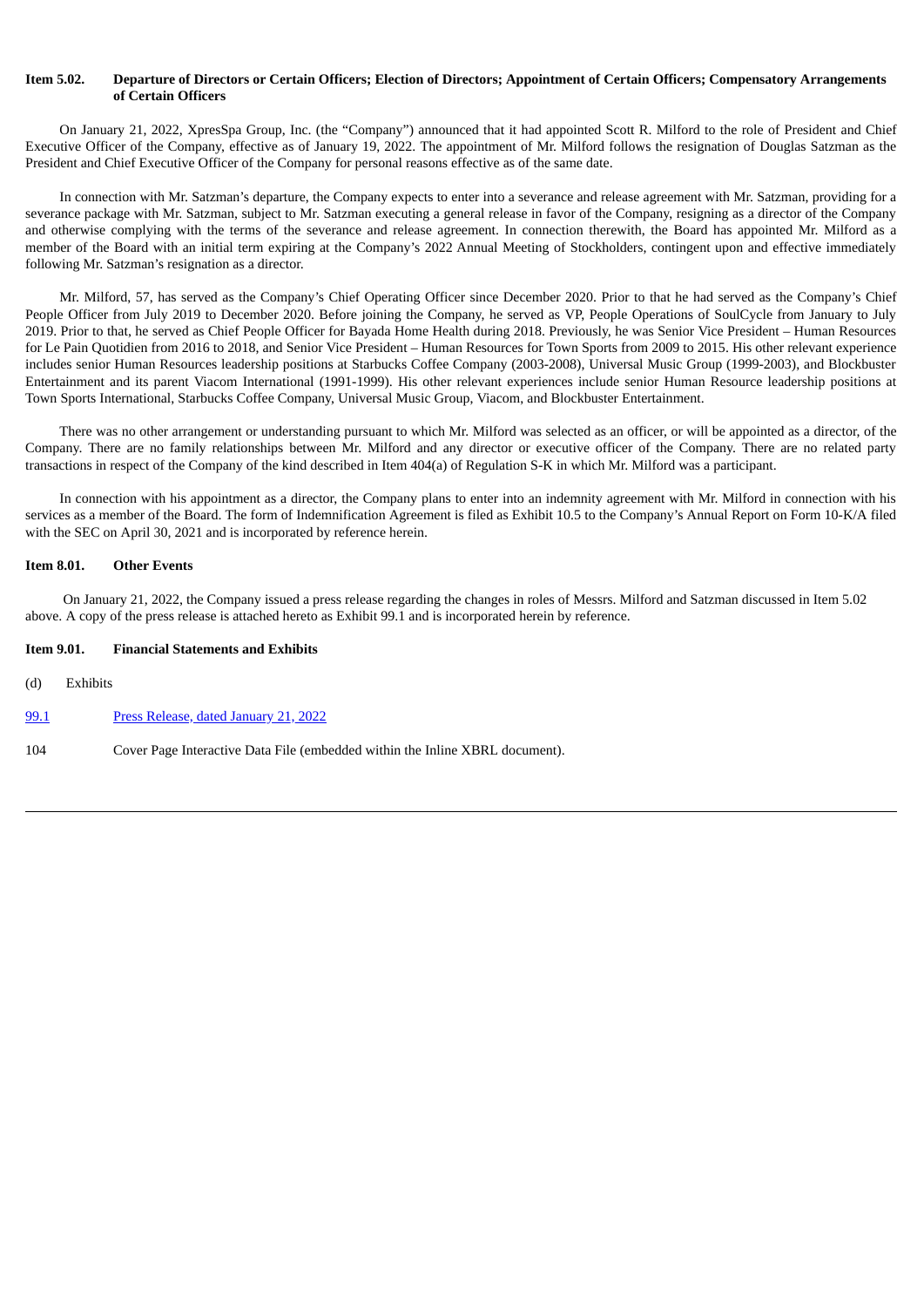**Item 5.02. Departure of Directors or Certain Officers; Election of Directors; Appointment of Certain Officers; Compensatory Arrangements of Certain Officers**

On January 21, 2022, XpresSpa Group, Inc. (the "Company") announced that it had appointed Scott R. Milford to the role of President and Chief Executive Officer of the Company, effective as of January 19, 2022. The appointment of Mr. Milford follows the resignation of Douglas Satzman as the President and Chief Executive Officer of the Company for personal reasons effective as of the same date.

In connection with Mr. Satzman's departure, the Company expects to enter into a severance and release agreement with Mr. Satzman, providing for a severance package with Mr. Satzman, subject to Mr. Satzman executing a general release in favor of the Company, resigning as a director of the Company and otherwise complying with the terms of the severance and release agreement. In connection therewith, the Board has appointed Mr. Milford as a member of the Board with an initial term expiring at the Company's 2022 Annual Meeting of Stockholders, contingent upon and effective immediately following Mr. Satzman's resignation as a director.

Mr. Milford, 57, has served as the Company's Chief Operating Officer since December 2020. Prior to that he had served as the Company's Chief People Officer from July 2019 to December 2020. Before joining the Company, he served as VP, People Operations of SoulCycle from January to July 2019. Prior to that, he served as Chief People Officer for Bayada Home Health during 2018. Previously, he was Senior Vice President – Human Resources for Le Pain Quotidien from 2016 to 2018, and Senior Vice President – Human Resources for Town Sports from 2009 to 2015. His other relevant experience includes senior Human Resources leadership positions at Starbucks Coffee Company (2003-2008), Universal Music Group (1999-2003), and Blockbuster Entertainment and its parent Viacom International (1991-1999). His other relevant experiences include senior Human Resource leadership positions at Town Sports International, Starbucks Coffee Company, Universal Music Group, Viacom, and Blockbuster Entertainment.

There was no other arrangement or understanding pursuant to which Mr. Milford was selected as an officer, or will be appointed as a director, of the Company. There are no family relationships between Mr. Milford and any director or executive officer of the Company. There are no related party transactions in respect of the Company of the kind described in Item 404(a) of Regulation S-K in which Mr. Milford was a participant.

In connection with his appointment as a director, the Company plans to enter into an indemnity agreement with Mr. Milford in connection with his services as a member of the Board. The form of Indemnification Agreement is filed as Exhibit 10.5 to the Company's Annual Report on Form 10-K/A filed with the SEC on April 30, 2021 and is incorporated by reference herein.

**Item 8.01. Other Events**

On January 21, 2022, the Company issued a press release regarding the changes in roles of Messrs. Milford and Satzman discussed in Item 5.02 above. A copy of the press release is attached hereto as Exhibit 99.1 and is incorporated herein by reference.

**Item 9.01. Financial Statements and Exhibits**

(d) Exhibits

| | |
|---|---|
| 99.1 | Press Release, dated January 21, 2022 |
| 104 | Cover Page Interactive Data File (embedded within the Inline XBRL document). |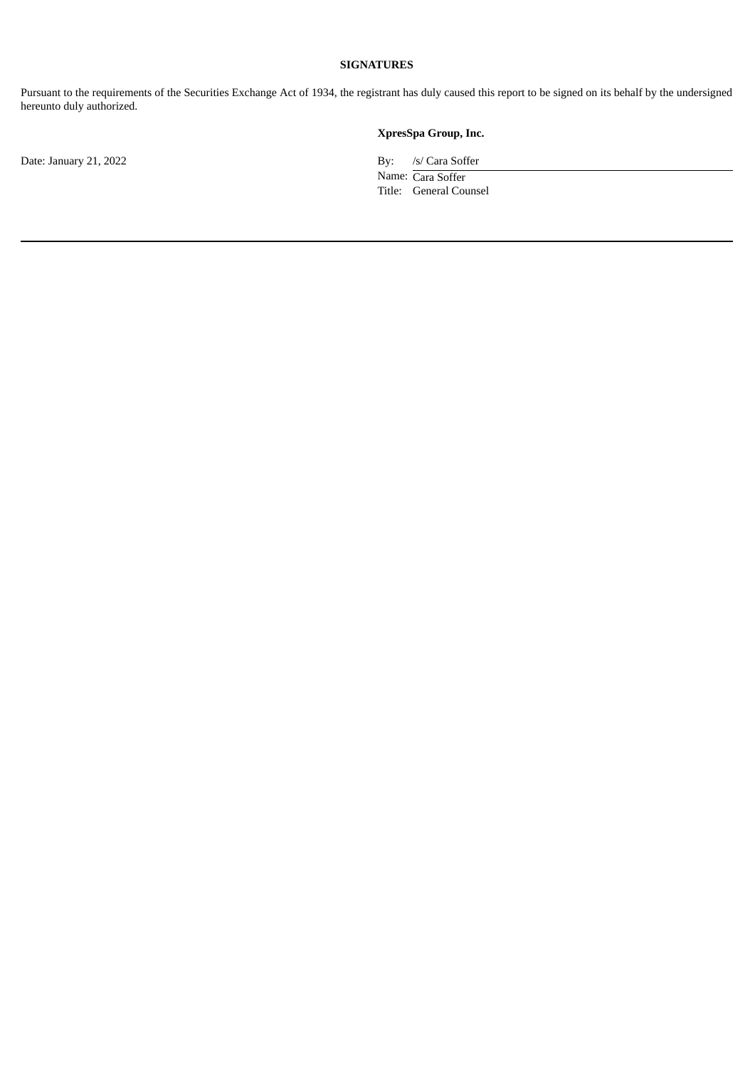**SIGNATURES**

Pursuant to the requirements of the Securities Exchange Act of 1934, the registrant has duly caused this report to be signed on its behalf by the undersigned hereunto duly authorized.

| | |
|---|---|
| | **XpresSpa Group, Inc.** |
| Date: January 21, 2022 | By: /s/ Cara Soffer |
| | Name: Cara Soffer |
| | Title: General Counsel |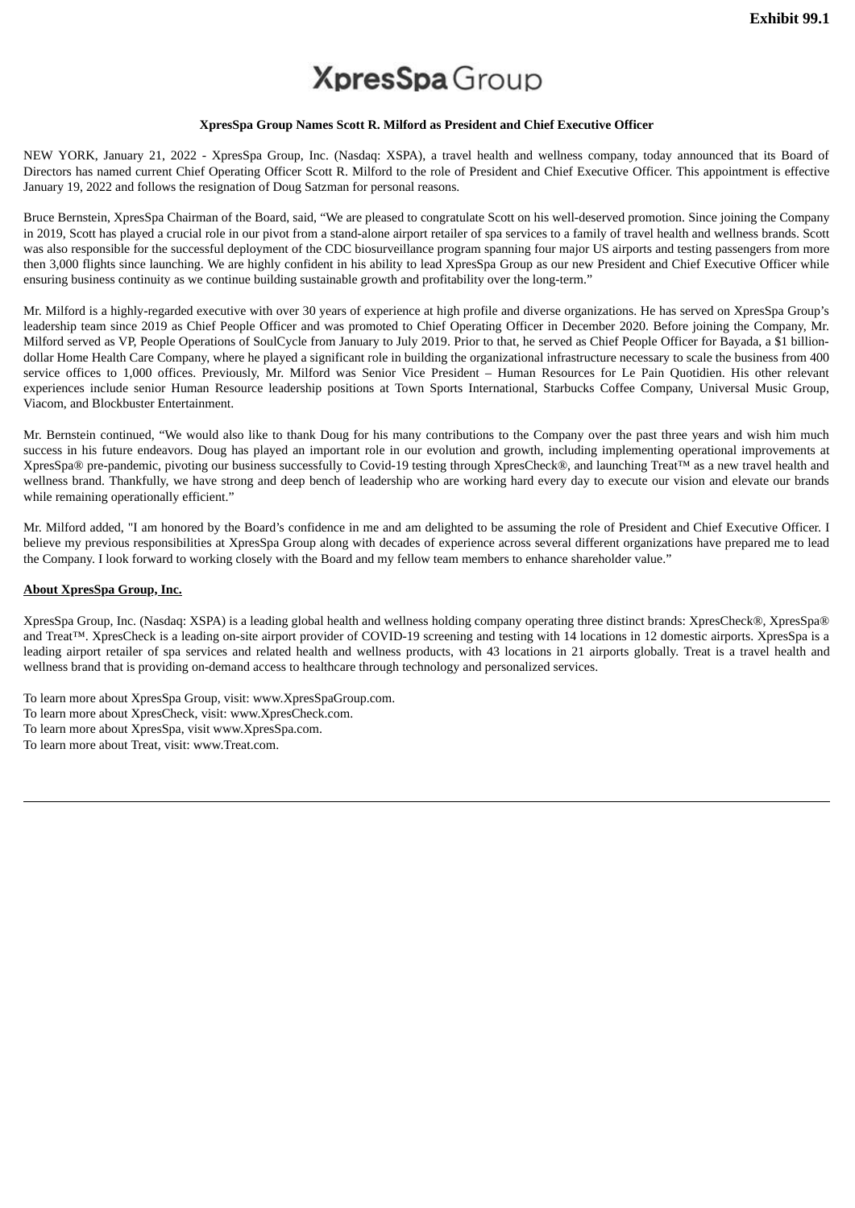**Exhibit 99.1**

XpresSpa Group

**XpresSpa Group Names Scott R. Milford as President and Chief Executive Officer**

NEW YORK, January 21, 2022 - XpresSpa Group, Inc. (Nasdaq: XSPA), a travel health and wellness company, today announced that its Board of Directors has named current Chief Operating Officer Scott R. Milford to the role of President and Chief Executive Officer. This appointment is effective January 19, 2022 and follows the resignation of Doug Satzman for personal reasons.

Bruce Bernstein, XpresSpa Chairman of the Board, said, "We are pleased to congratulate Scott on his well-deserved promotion. Since joining the Company in 2019, Scott has played a crucial role in our pivot from a stand-alone airport retailer of spa services to a family of travel health and wellness brands. Scott was also responsible for the successful deployment of the CDC biosurveillance program spanning four major US airports and testing passengers from more then 3,000 flights since launching. We are highly confident in his ability to lead XpresSpa Group as our new President and Chief Executive Officer while ensuring business continuity as we continue building sustainable growth and profitability over the long-term."

Mr. Milford is a highly-regarded executive with over 30 years of experience at high profile and diverse organizations. He has served on XpresSpa Group's leadership team since 2019 as Chief People Officer and was promoted to Chief Operating Officer in December 2020. Before joining the Company, Mr. Milford served as VP, People Operations of SoulCycle from January to July 2019. Prior to that, he served as Chief People Officer for Bayada, a $1 billion-dollar Home Health Care Company, where he played a significant role in building the organizational infrastructure necessary to scale the business from 400 service offices to 1,000 offices. Previously, Mr. Milford was Senior Vice President – Human Resources for Le Pain Quotidien. His other relevant experiences include senior Human Resource leadership positions at Town Sports International, Starbucks Coffee Company, Universal Music Group, Viacom, and Blockbuster Entertainment.

Mr. Bernstein continued, "We would also like to thank Doug for his many contributions to the Company over the past three years and wish him much success in his future endeavors. Doug has played an important role in our evolution and growth, including implementing operational improvements at XpresSpa® pre-pandemic, pivoting our business successfully to Covid-19 testing through XpresCheck®, and launching Treat™ as a new travel health and wellness brand. Thankfully, we have strong and deep bench of leadership who are working hard every day to execute our vision and elevate our brands while remaining operationally efficient."

Mr. Milford added, "I am honored by the Board's confidence in me and am delighted to be assuming the role of President and Chief Executive Officer. I believe my previous responsibilities at XpresSpa Group along with decades of experience across several different organizations have prepared me to lead the Company. I look forward to working closely with the Board and my fellow team members to enhance shareholder value."

**About XpresSpa Group, Inc.**

XpresSpa Group, Inc. (Nasdaq: XSPA) is a leading global health and wellness holding company operating three distinct brands: XpresCheck®, XpresSpa® and Treat™. XpresCheck is a leading on-site airport provider of COVID-19 screening and testing with 14 locations in 12 domestic airports. XpresSpa is a leading airport retailer of spa services and related health and wellness products, with 43 locations in 21 airports globally. Treat is a travel health and wellness brand that is providing on-demand access to healthcare through technology and personalized services.

To learn more about XpresSpa Group, visit: www.XpresSpaGroup.com.
To learn more about XpresCheck, visit: www.XpresCheck.com.
To learn more about XpresSpa, visit www.XpresSpa.com.
To learn more about Treat, visit: www.Treat.com.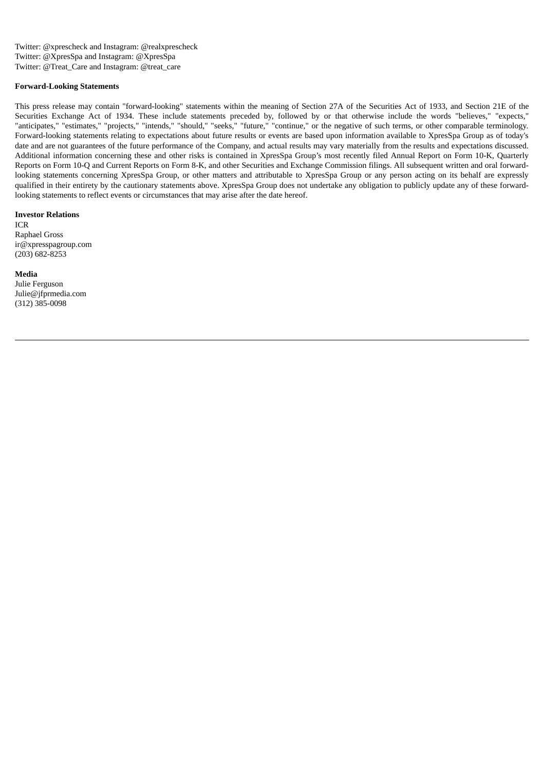Twitter: @xprescheck and Instagram: @realxprescheck
Twitter: @XpresSpa and Instagram: @XpresSpa
Twitter: @Treat_Care and Instagram: @treat_care

**Forward-Looking Statements**

This press release may contain "forward-looking" statements within the meaning of Section 27A of the Securities Act of 1933, and Section 21E of the Securities Exchange Act of 1934. These include statements preceded by, followed by or that otherwise include the words "believes," "expects," "anticipates," "estimates," "projects," "intends," "should," "seeks," "future," "continue," or the negative of such terms, or other comparable terminology. Forward-looking statements relating to expectations about future results or events are based upon information available to XpresSpa Group as of today's date and are not guarantees of the future performance of the Company, and actual results may vary materially from the results and expectations discussed. Additional information concerning these and other risks is contained in XpresSpa Group's most recently filed Annual Report on Form 10-K, Quarterly Reports on Form 10-Q and Current Reports on Form 8-K, and other Securities and Exchange Commission filings. All subsequent written and oral forward-looking statements concerning XpresSpa Group, or other matters and attributable to XpresSpa Group or any person acting on its behalf are expressly qualified in their entirety by the cautionary statements above. XpresSpa Group does not undertake any obligation to publicly update any of these forward-looking statements to reflect events or circumstances that may arise after the date hereof.

**Investor Relations**
ICR
Raphael Gross
ir@xpresspagroup.com
(203) 682-8253

**Media**
Julie Ferguson
Julie@jfprmedia.com
(312) 385-0098